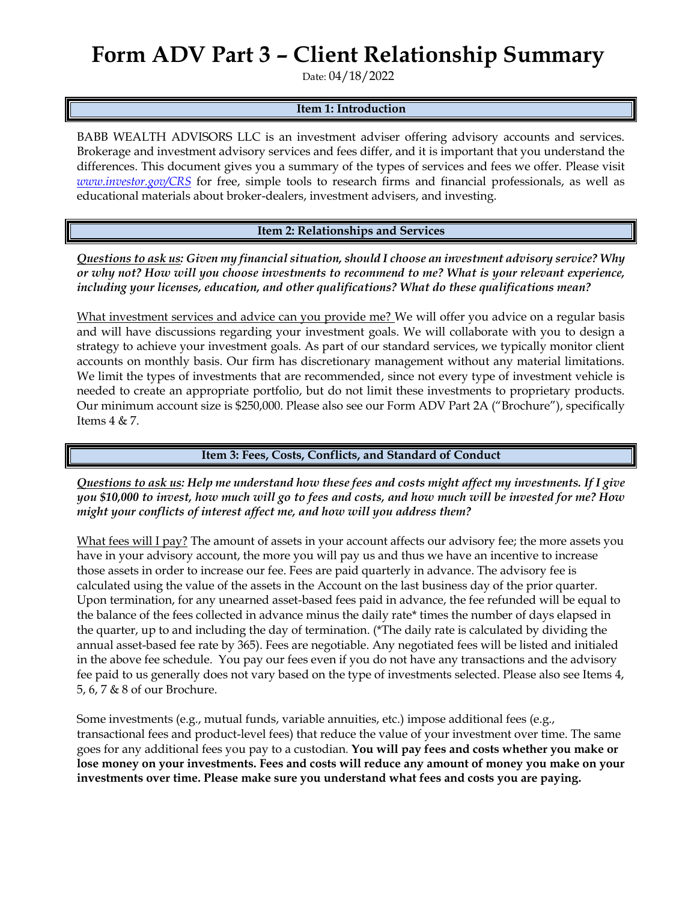# Form ADV Part 3 – Client Relationship Summary

Date: 04/18/2022

## Item 1: Introduction

BABB WEALTH ADVISORS LLC is an investment adviser offering advisory accounts and services. Brokerage and investment advisory services and fees differ, and it is important that you understand the differences. This document gives you a summary of the types of services and fees we offer. Please visit *www.investor.gov/CRS* for free, simple tools to research firms and financial professionals, as well as educational materials about broker-dealers, investment advisers, and investing.

## Item 2: Relationships and Services

***Questions to ask us**: Given my financial situation, should I choose an investment advisory service? Why or why not? How will you choose investments to recommend to me? What is your relevant experience, including your licenses, education, and other qualifications? What do these qualifications mean?*

What investment services and advice can you provide me? We will offer you advice on a regular basis and will have discussions regarding your investment goals. We will collaborate with you to design a strategy to achieve your investment goals. As part of our standard services, we typically monitor client accounts on monthly basis. Our firm has discretionary management without any material limitations. We limit the types of investments that are recommended, since not every type of investment vehicle is needed to create an appropriate portfolio, but do not limit these investments to proprietary products. Our minimum account size is $250,000. Please also see our Form ADV Part 2A ("Brochure"), specifically Items 4 & 7.

## Item 3: Fees, Costs, Conflicts, and Standard of Conduct

***Questions to ask us**: Help me understand how these fees and costs might affect my investments. If I give you $10,000 to invest, how much will go to fees and costs, and how much will be invested for me? How might your conflicts of interest affect me, and how will you address them?*

What fees will I pay? The amount of assets in your account affects our advisory fee; the more assets you have in your advisory account, the more you will pay us and thus we have an incentive to increase those assets in order to increase our fee. Fees are paid quarterly in advance. The advisory fee is calculated using the value of the assets in the Account on the last business day of the prior quarter. Upon termination, for any unearned asset-based fees paid in advance, the fee refunded will be equal to the balance of the fees collected in advance minus the daily rate* times the number of days elapsed in the quarter, up to and including the day of termination. (*The daily rate is calculated by dividing the annual asset-based fee rate by 365). Fees are negotiable. Any negotiated fees will be listed and initialed in the above fee schedule. You pay our fees even if you do not have any transactions and the advisory fee paid to us generally does not vary based on the type of investments selected. Please also see Items 4, 5, 6, 7 & 8 of our Brochure.

Some investments (e.g., mutual funds, variable annuities, etc.) impose additional fees (e.g., transactional fees and product-level fees) that reduce the value of your investment over time. The same goes for any additional fees you pay to a custodian. **You will pay fees and costs whether you make or lose money on your investments. Fees and costs will reduce any amount of money you make on your investments over time. Please make sure you understand what fees and costs you are paying.**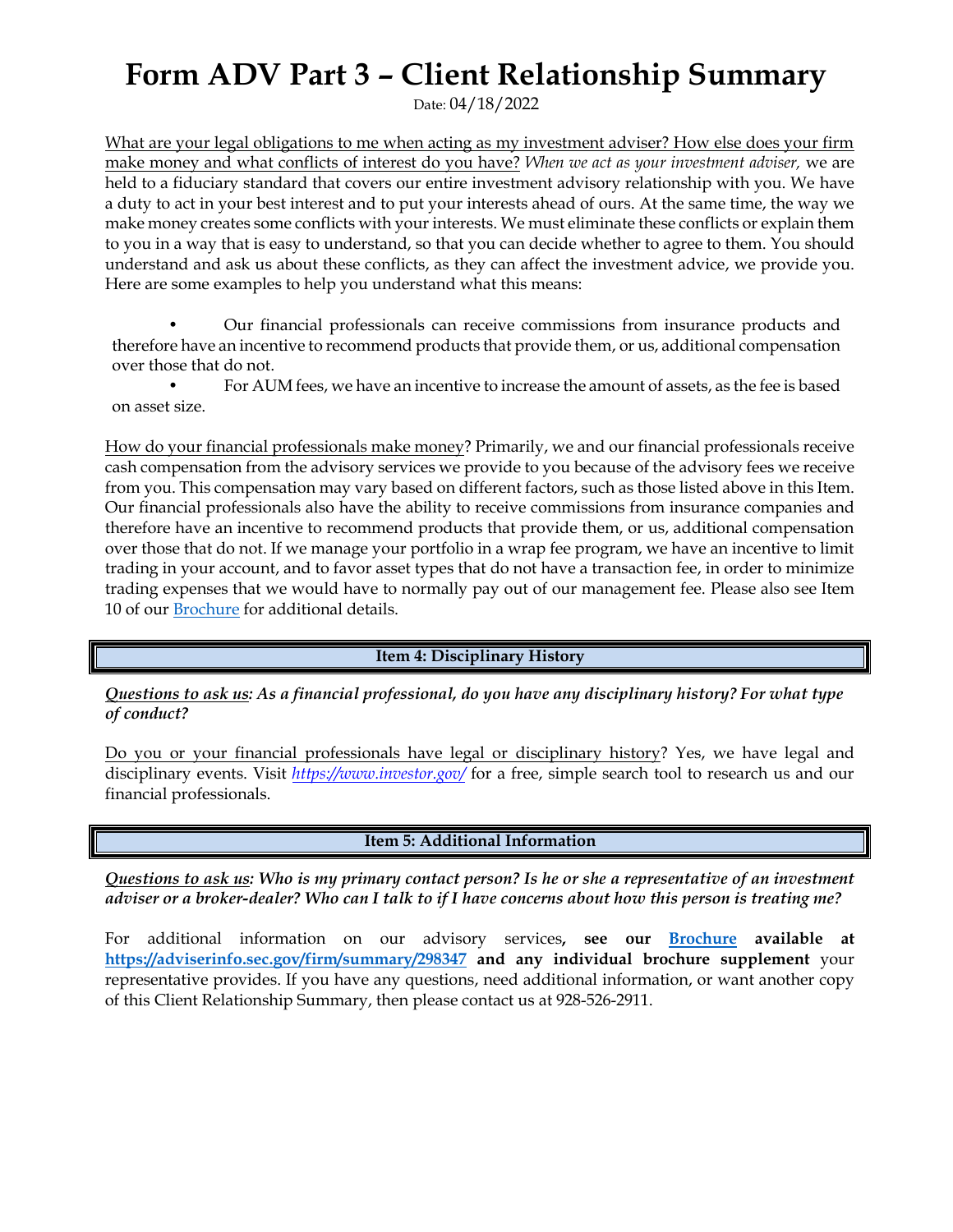# Form ADV Part 3 – Client Relationship Summary

Date: 04/18/2022

What are your legal obligations to me when acting as my investment adviser? How else does your firm make money and what conflicts of interest do you have? *When we act as your investment adviser,* we are held to a fiduciary standard that covers our entire investment advisory relationship with you. We have a duty to act in your best interest and to put your interests ahead of ours. At the same time, the way we make money creates some conflicts with your interests. We must eliminate these conflicts or explain them to you in a way that is easy to understand, so that you can decide whether to agree to them. You should understand and ask us about these conflicts, as they can affect the investment advice, we provide you. Here are some examples to help you understand what this means:

- Our financial professionals can receive commissions from insurance products and therefore have an incentive to recommend products that provide them, or us, additional compensation over those that do not.
- For AUM fees, we have an incentive to increase the amount of assets, as the fee is based on asset size.

How do your financial professionals make money? Primarily, we and our financial professionals receive cash compensation from the advisory services we provide to you because of the advisory fees we receive from you. This compensation may vary based on different factors, such as those listed above in this Item. Our financial professionals also have the ability to receive commissions from insurance companies and therefore have an incentive to recommend products that provide them, or us, additional compensation over those that do not. If we manage your portfolio in a wrap fee program, we have an incentive to limit trading in your account, and to favor asset types that do not have a transaction fee, in order to minimize trading expenses that we would have to normally pay out of our management fee. Please also see Item 10 of our Brochure for additional details.

## Item 4: Disciplinary History

***Questions to ask us*: As a financial professional, do you have any disciplinary history? For what type of conduct?**

Do you or your financial professionals have legal or disciplinary history? Yes, we have legal and disciplinary events. Visit *https://www.investor.gov/* for a free, simple search tool to research us and our financial professionals.

## Item 5: Additional Information

***Questions to ask us*: Who is my primary contact person? Is he or she a representative of an investment adviser or a broker-dealer? Who can I talk to if I have concerns about how this person is treating me?**

For additional information on our advisory services**, see our Brochure available at https://adviserinfo.sec.gov/firm/summary/298347 and any individual brochure supplement** your representative provides. If you have any questions, need additional information, or want another copy of this Client Relationship Summary, then please contact us at 928-526-2911.